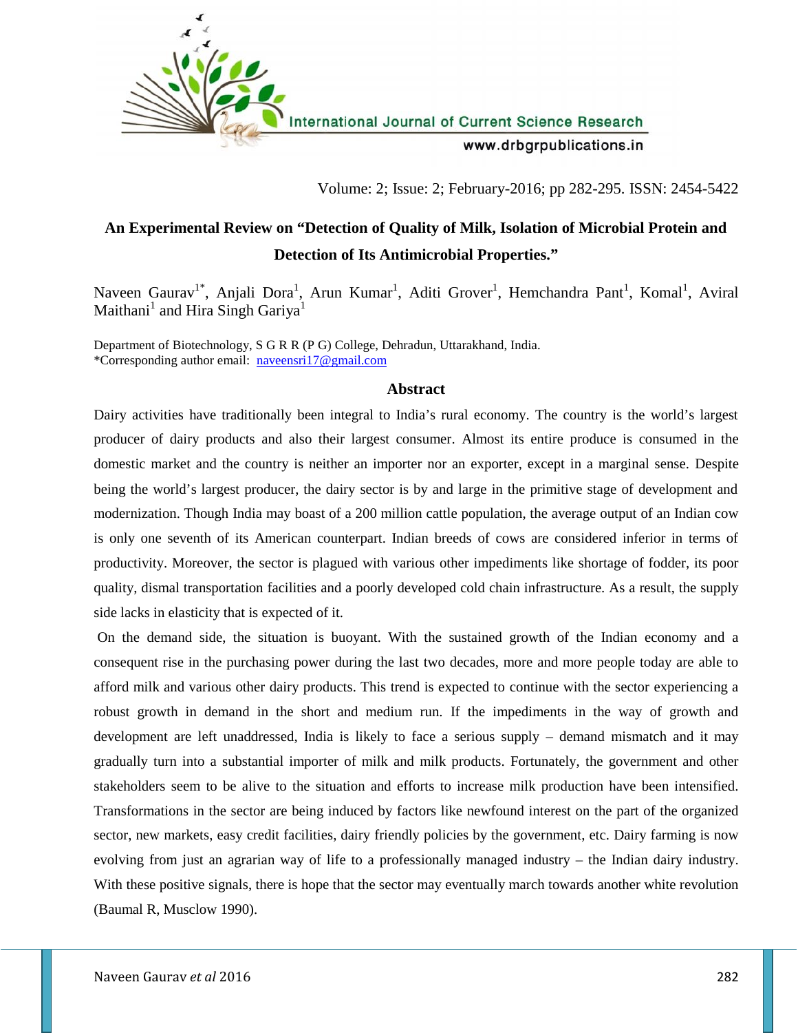# An Experimental Review on "Detection of Quality of Milk, Isolation of Microbial Protein and Detection of Its Antimicrobial Properties."

Naveen Gaurav[1*], Anjali Dora[1], Arun Kumar[1], Aditi Grover[1], Hemchandra Pant[1], Komal[1], Aviral Maithani[1] and Hira Singh Gariya[1]

Department of Biotechnology, S G R R (P G) College, Dehradun, Uttarakhand, India.
*Corresponding author email: naveensri17@gmail.com

## Abstract

Dairy activities have traditionally been integral to India's rural economy. The country is the world's largest producer of dairy products and also their largest consumer. Almost its entire produce is consumed in the domestic market and the country is neither an importer nor an exporter, except in a marginal sense. Despite being the world's largest producer, the dairy sector is by and large in the primitive stage of development and modernization. Though India may boast of a 200 million cattle population, the average output of an Indian cow is only one seventh of its American counterpart. Indian breeds of cows are considered inferior in terms of productivity. Moreover, the sector is plagued with various other impediments like shortage of fodder, its poor quality, dismal transportation facilities and a poorly developed cold chain infrastructure. As a result, the supply side lacks in elasticity that is expected of it.

On the demand side, the situation is buoyant. With the sustained growth of the Indian economy and a consequent rise in the purchasing power during the last two decades, more and more people today are able to afford milk and various other dairy products. This trend is expected to continue with the sector experiencing a robust growth in demand in the short and medium run. If the impediments in the way of growth and development are left unaddressed, India is likely to face a serious supply – demand mismatch and it may gradually turn into a substantial importer of milk and milk products. Fortunately, the government and other stakeholders seem to be alive to the situation and efforts to increase milk production have been intensified. Transformations in the sector are being induced by factors like newfound interest on the part of the organized sector, new markets, easy credit facilities, dairy friendly policies by the government, etc. Dairy farming is now evolving from just an agrarian way of life to a professionally managed industry – the Indian dairy industry. With these positive signals, there is hope that the sector may eventually march towards another white revolution (Baumal R, Musclow 1990).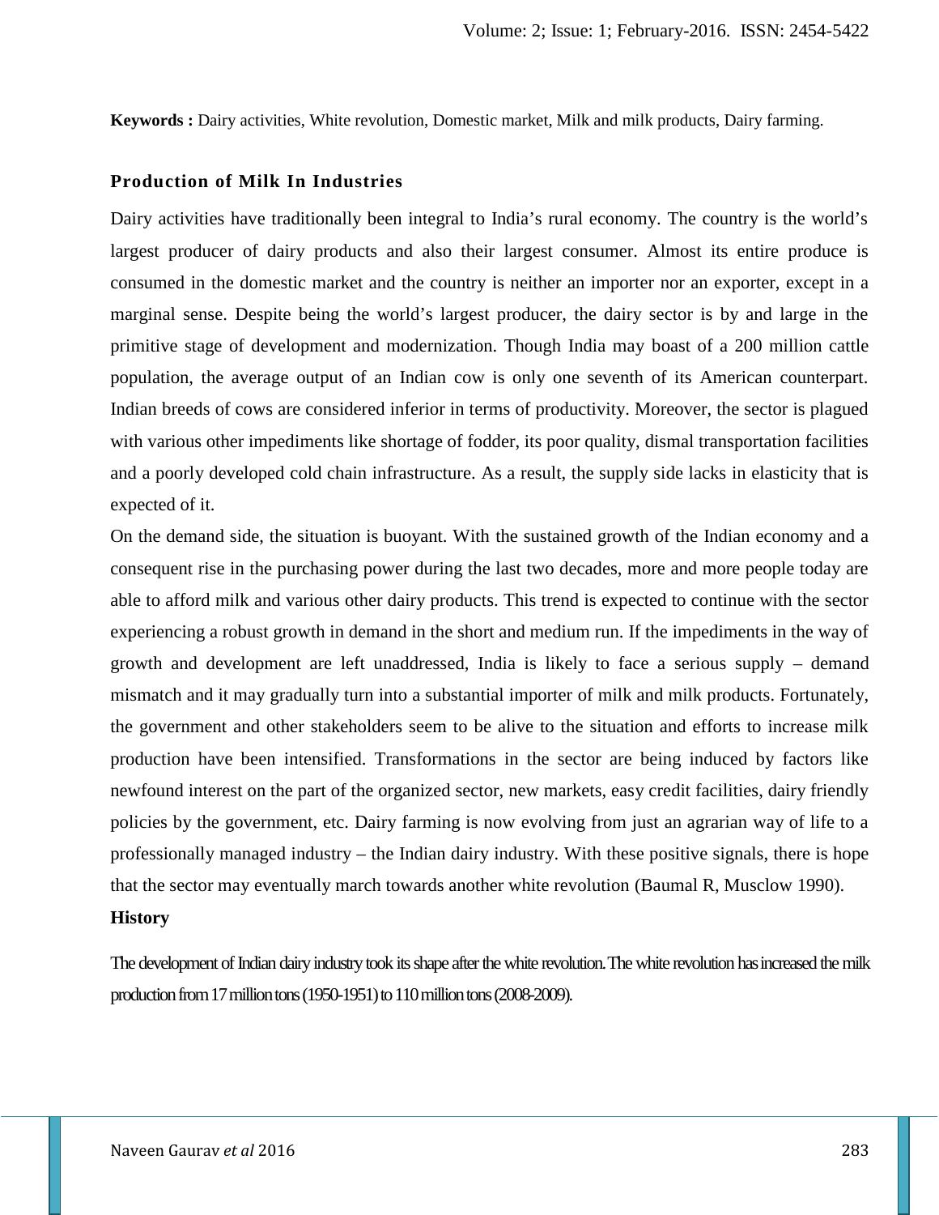**Keywords :** Dairy activities, White revolution, Domestic market, Milk and milk products, Dairy farming.

## Production of Milk In Industries

Dairy activities have traditionally been integral to India's rural economy. The country is the world's largest producer of dairy products and also their largest consumer. Almost its entire produce is consumed in the domestic market and the country is neither an importer nor an exporter, except in a marginal sense. Despite being the world's largest producer, the dairy sector is by and large in the primitive stage of development and modernization. Though India may boast of a 200 million cattle population, the average output of an Indian cow is only one seventh of its American counterpart. Indian breeds of cows are considered inferior in terms of productivity. Moreover, the sector is plagued with various other impediments like shortage of fodder, its poor quality, dismal transportation facilities and a poorly developed cold chain infrastructure. As a result, the supply side lacks in elasticity that is expected of it.

On the demand side, the situation is buoyant. With the sustained growth of the Indian economy and a consequent rise in the purchasing power during the last two decades, more and more people today are able to afford milk and various other dairy products. This trend is expected to continue with the sector experiencing a robust growth in demand in the short and medium run. If the impediments in the way of growth and development are left unaddressed, India is likely to face a serious supply – demand mismatch and it may gradually turn into a substantial importer of milk and milk products. Fortunately, the government and other stakeholders seem to be alive to the situation and efforts to increase milk production have been intensified. Transformations in the sector are being induced by factors like newfound interest on the part of the organized sector, new markets, easy credit facilities, dairy friendly policies by the government, etc. Dairy farming is now evolving from just an agrarian way of life to a professionally managed industry – the Indian dairy industry. With these positive signals, there is hope that the sector may eventually march towards another white revolution (Baumal R, Musclow 1990).

### History

The development of Indian dairy industry took its shape after the white revolution. The white revolution has increased the milk production from 17 million tons (1950-1951) to 110 million tons (2008-2009).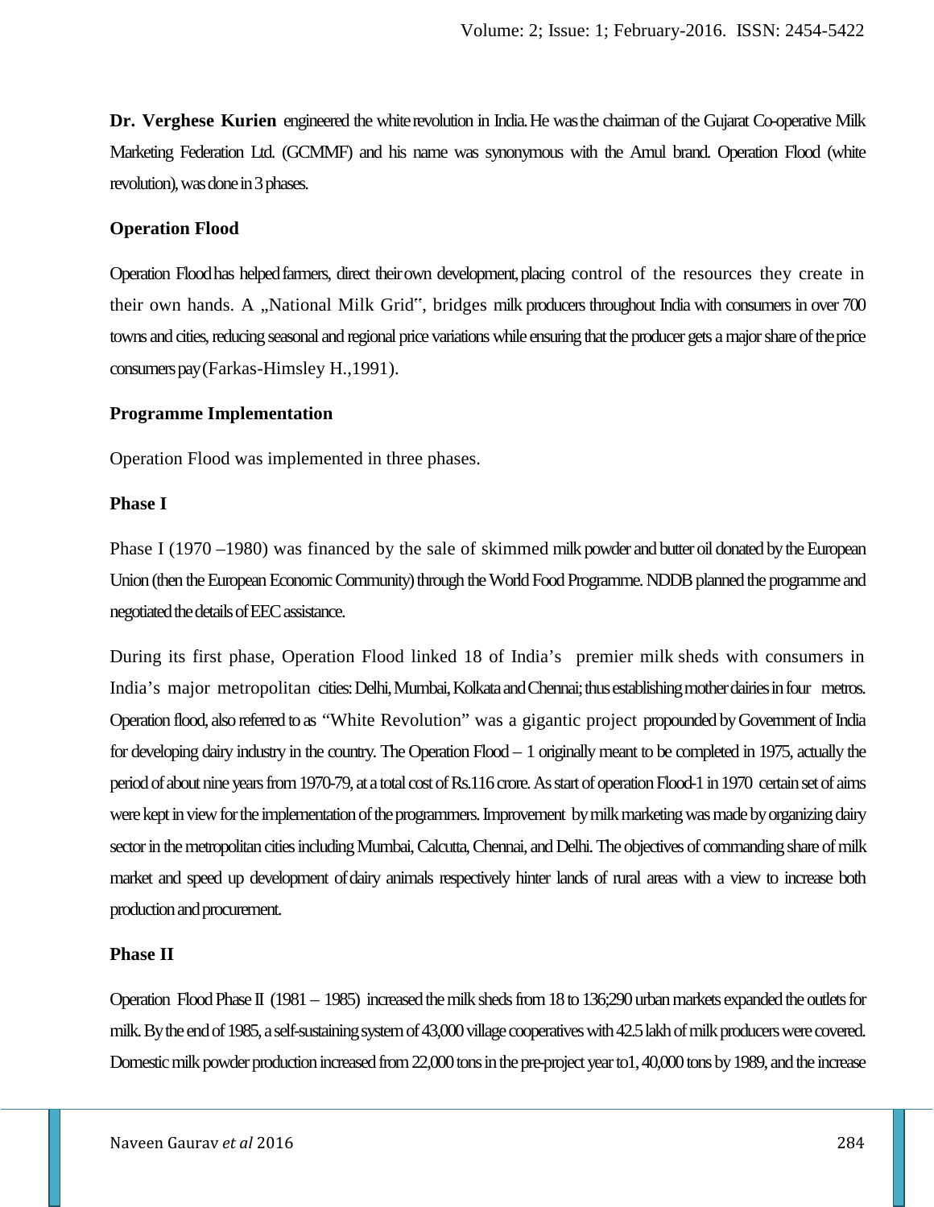**Dr. Verghese Kurien** engineered the white revolution in India. He was the chairman of the Gujarat Co-operative Milk Marketing Federation Ltd. (GCMMF) and his name was synonymous with the Amul brand. Operation Flood (white revolution), was done in 3 phases.

### Operation Flood

Operation Flood has helped farmers, direct their own development, placing control of the resources they create in their own hands. A „National Milk Grid", bridges milk producers throughout India with consumers in over 700 towns and cities, reducing seasonal and regional price variations while ensuring that the producer gets a major share of the price consumers pay (Farkas-Himsley H.,1991).

### Programme Implementation

Operation Flood was implemented in three phases.

### Phase I

Phase I (1970 –1980) was financed by the sale of skimmed milk powder and butter oil donated by the European Union (then the European Economic Community) through the World Food Programme. NDDB planned the programme and negotiated the details of EEC assistance.

During its first phase, Operation Flood linked 18 of India's premier milk sheds with consumers in India's major metropolitan cities: Delhi, Mumbai, Kolkata and Chennai; thus establishing mother dairies in four metros. Operation flood, also referred to as "White Revolution" was a gigantic project propounded by Government of India for developing dairy industry in the country. The Operation Flood – 1 originally meant to be completed in 1975, actually the period of about nine years from 1970-79, at a total cost of Rs.116 crore. As start of operation Flood-1 in 1970 certain set of aims were kept in view for the implementation of the programmers. Improvement by milk marketing was made by organizing dairy sector in the metropolitan cities including Mumbai, Calcutta, Chennai, and Delhi. The objectives of commanding share of milk market and speed up development of dairy animals respectively hinter lands of rural areas with a view to increase both production and procurement.

### Phase II

Operation Flood Phase II (1981 – 1985) increased the milk sheds from 18 to 136;290 urban markets expanded the outlets for milk. By the end of 1985, a self-sustaining system of 43,000 village cooperatives with 42.5 lakh of milk producers were covered. Domestic milk powder production increased from 22,000 tons in the pre-project year to1, 40,000 tons by 1989, and the increase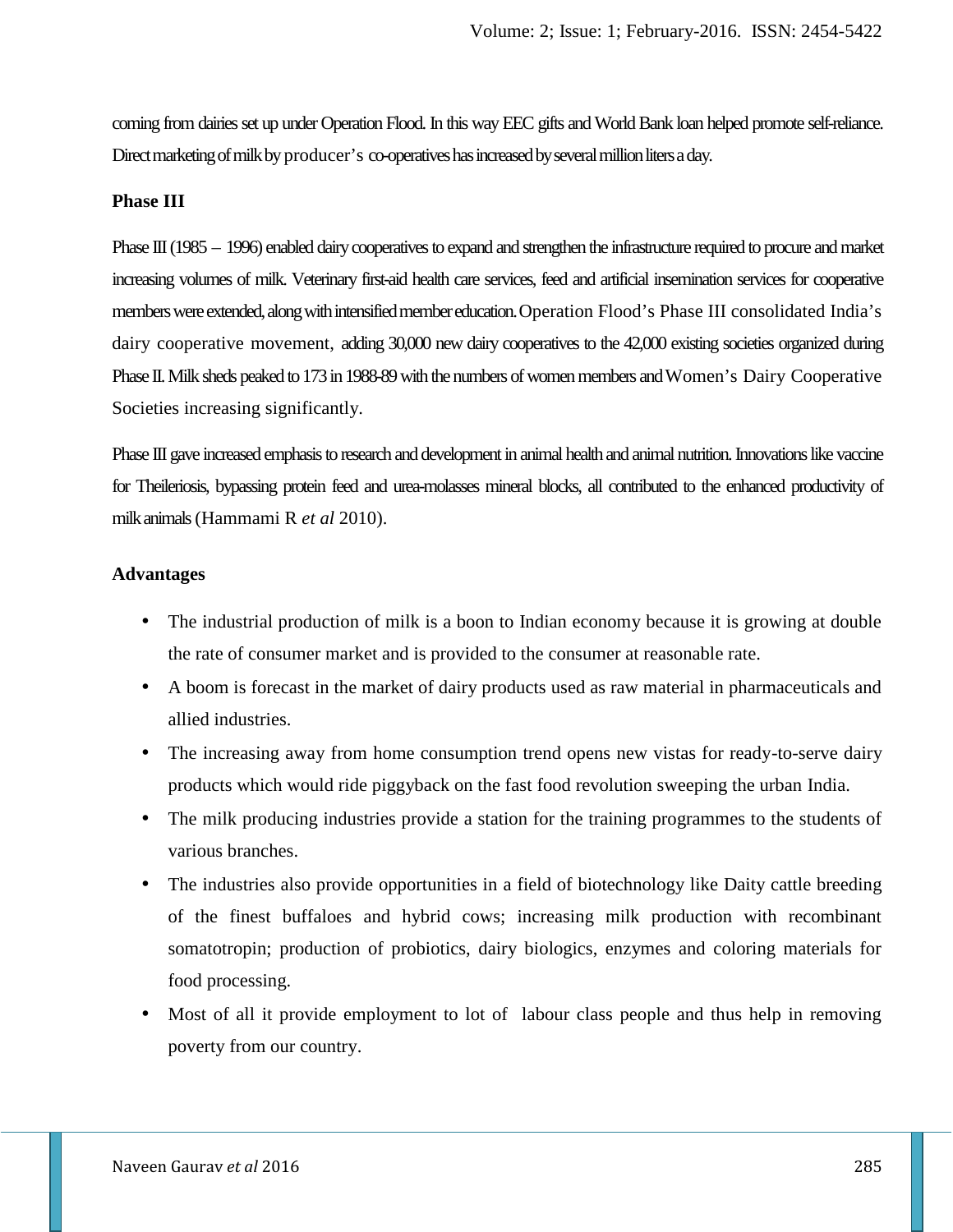coming from dairies set up under Operation Flood. In this way EEC gifts and World Bank loan helped promote self-reliance. Direct marketing of milk by producer's co-operatives has increased by several million liters a day.

### Phase III

Phase III (1985 – 1996) enabled dairy cooperatives to expand and strengthen the infrastructure required to procure and market increasing volumes of milk. Veterinary first-aid health care services, feed and artificial insemination services for cooperative members were extended, along with intensified member education. Operation Flood's Phase III consolidated India's dairy cooperative movement, adding 30,000 new dairy cooperatives to the 42,000 existing societies organized during Phase II. Milk sheds peaked to 173 in 1988-89 with the numbers of women members and Women's Dairy Cooperative Societies increasing significantly.

Phase III gave increased emphasis to research and development in animal health and animal nutrition. Innovations like vaccine for Theileriosis, bypassing protein feed and urea-molasses mineral blocks, all contributed to the enhanced productivity of milk animals (Hammami R *et al* 2010).

### Advantages

- The industrial production of milk is a boon to Indian economy because it is growing at double the rate of consumer market and is provided to the consumer at reasonable rate.
- A boom is forecast in the market of dairy products used as raw material in pharmaceuticals and allied industries.
- The increasing away from home consumption trend opens new vistas for ready-to-serve dairy products which would ride piggyback on the fast food revolution sweeping the urban India.
- The milk producing industries provide a station for the training programmes to the students of various branches.
- The industries also provide opportunities in a field of biotechnology like Daity cattle breeding of the finest buffaloes and hybrid cows; increasing milk production with recombinant somatotropin; production of probiotics, dairy biologics, enzymes and coloring materials for food processing.
- Most of all it provide employment to lot of labour class people and thus help in removing poverty from our country.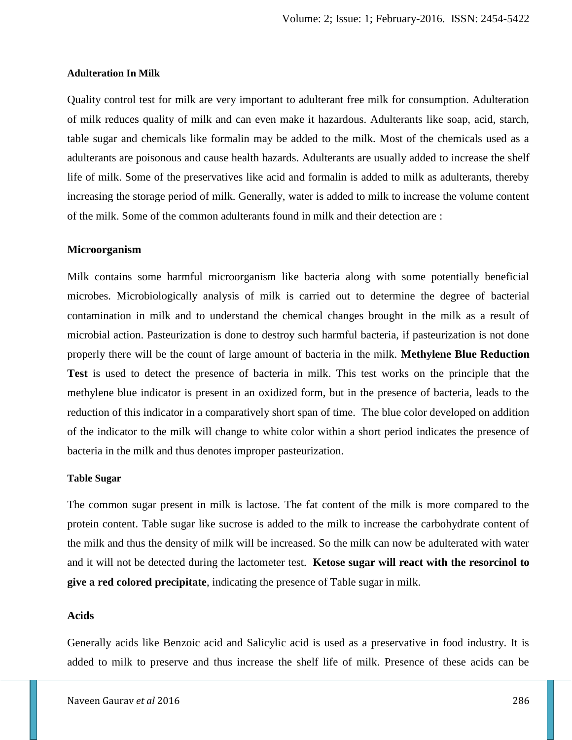### Adulteration In Milk

Quality control test for milk are very important to adulterant free milk for consumption. Adulteration of milk reduces quality of milk and can even make it hazardous. Adulterants like soap, acid, starch, table sugar and chemicals like formalin may be added to the milk. Most of the chemicals used as a adulterants are poisonous and cause health hazards. Adulterants are usually added to increase the shelf life of milk. Some of the preservatives like acid and formalin is added to milk as adulterants, thereby increasing the storage period of milk. Generally, water is added to milk to increase the volume content of the milk. Some of the common adulterants found in milk and their detection are :

### Microorganism

Milk contains some harmful microorganism like bacteria along with some potentially beneficial microbes. Microbiologically analysis of milk is carried out to determine the degree of bacterial contamination in milk and to understand the chemical changes brought in the milk as a result of microbial action. Pasteurization is done to destroy such harmful bacteria, if pasteurization is not done properly there will be the count of large amount of bacteria in the milk. **Methylene Blue Reduction Test** is used to detect the presence of bacteria in milk. This test works on the principle that the methylene blue indicator is present in an oxidized form, but in the presence of bacteria, leads to the reduction of this indicator in a comparatively short span of time. The blue color developed on addition of the indicator to the milk will change to white color within a short period indicates the presence of bacteria in the milk and thus denotes improper pasteurization.

### Table Sugar

The common sugar present in milk is lactose. The fat content of the milk is more compared to the protein content. Table sugar like sucrose is added to the milk to increase the carbohydrate content of the milk and thus the density of milk will be increased. So the milk can now be adulterated with water and it will not be detected during the lactometer test. **Ketose sugar will react with the resorcinol to give a red colored precipitate**, indicating the presence of Table sugar in milk.

### Acids

Generally acids like Benzoic acid and Salicylic acid is used as a preservative in food industry. It is added to milk to preserve and thus increase the shelf life of milk. Presence of these acids can be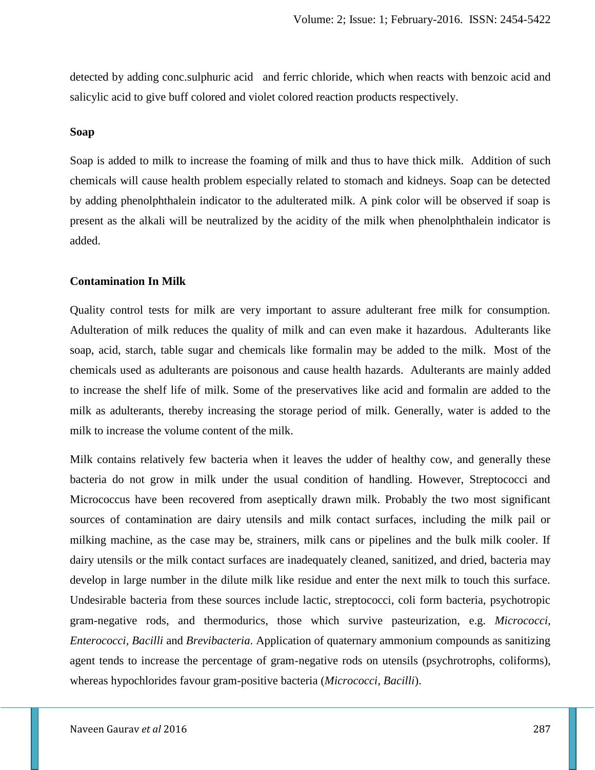detected by adding conc.sulphuric acid and ferric chloride, which when reacts with benzoic acid and salicylic acid to give buff colored and violet colored reaction products respectively.

### Soap

Soap is added to milk to increase the foaming of milk and thus to have thick milk. Addition of such chemicals will cause health problem especially related to stomach and kidneys. Soap can be detected by adding phenolphthalein indicator to the adulterated milk. A pink color will be observed if soap is present as the alkali will be neutralized by the acidity of the milk when phenolphthalein indicator is added.

### Contamination In Milk

Quality control tests for milk are very important to assure adulterant free milk for consumption. Adulteration of milk reduces the quality of milk and can even make it hazardous. Adulterants like soap, acid, starch, table sugar and chemicals like formalin may be added to the milk. Most of the chemicals used as adulterants are poisonous and cause health hazards. Adulterants are mainly added to increase the shelf life of milk. Some of the preservatives like acid and formalin are added to the milk as adulterants, thereby increasing the storage period of milk. Generally, water is added to the milk to increase the volume content of the milk.

Milk contains relatively few bacteria when it leaves the udder of healthy cow, and generally these bacteria do not grow in milk under the usual condition of handling. However, Streptococci and Micrococcus have been recovered from aseptically drawn milk. Probably the two most significant sources of contamination are dairy utensils and milk contact surfaces, including the milk pail or milking machine, as the case may be, strainers, milk cans or pipelines and the bulk milk cooler. If dairy utensils or the milk contact surfaces are inadequately cleaned, sanitized, and dried, bacteria may develop in large number in the dilute milk like residue and enter the next milk to touch this surface. Undesirable bacteria from these sources include lactic, streptococci, coli form bacteria, psychotropic gram-negative rods, and thermodurics, those which survive pasteurization, e.g. *Micrococci*, *Enterococci*, *Bacilli* and *Brevibacteria*. Application of quaternary ammonium compounds as sanitizing agent tends to increase the percentage of gram-negative rods on utensils (psychrotrophs, coliforms), whereas hypochlorides favour gram-positive bacteria (*Micrococci*, *Bacilli*).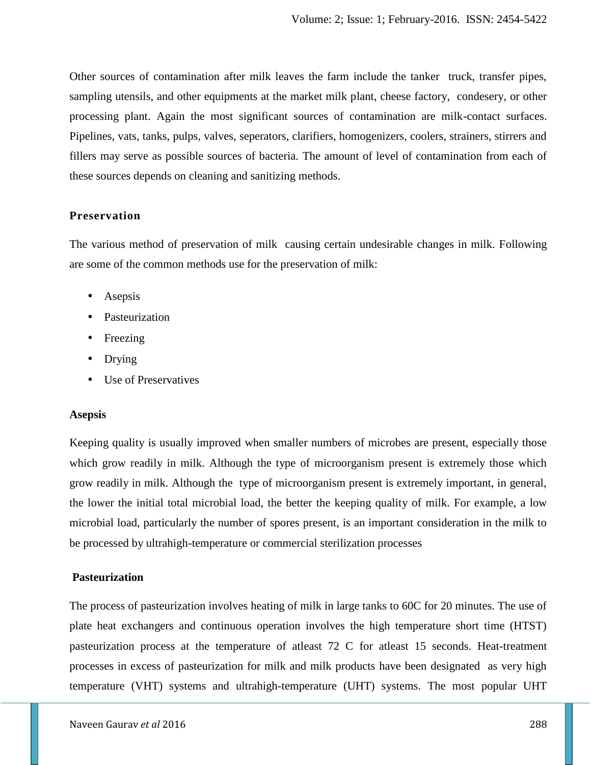Other sources of contamination after milk leaves the farm include the tanker truck, transfer pipes, sampling utensils, and other equipments at the market milk plant, cheese factory, condesery, or other processing plant. Again the most significant sources of contamination are milk-contact surfaces. Pipelines, vats, tanks, pulps, valves, seperators, clarifiers, homogenizers, coolers, strainers, stirrers and fillers may serve as possible sources of bacteria. The amount of level of contamination from each of these sources depends on cleaning and sanitizing methods.

### Preservation

The various method of preservation of milk causing certain undesirable changes in milk. Following are some of the common methods use for the preservation of milk:

- Asepsis
- Pasteurization
- Freezing
- Drying
- Use of Preservatives

#### Asepsis

Keeping quality is usually improved when smaller numbers of microbes are present, especially those which grow readily in milk. Although the type of microorganism present is extremely those which grow readily in milk. Although the type of microorganism present is extremely important, in general, the lower the initial total microbial load, the better the keeping quality of milk. For example, a low microbial load, particularly the number of spores present, is an important consideration in the milk to be processed by ultrahigh-temperature or commercial sterilization processes

#### Pasteurization

The process of pasteurization involves heating of milk in large tanks to 60C for 20 minutes. The use of plate heat exchangers and continuous operation involves the high temperature short time (HTST) pasteurization process at the temperature of atleast 72 C for atleast 15 seconds. Heat-treatment processes in excess of pasteurization for milk and milk products have been designated as very high temperature (VHT) systems and ultrahigh-temperature (UHT) systems. The most popular UHT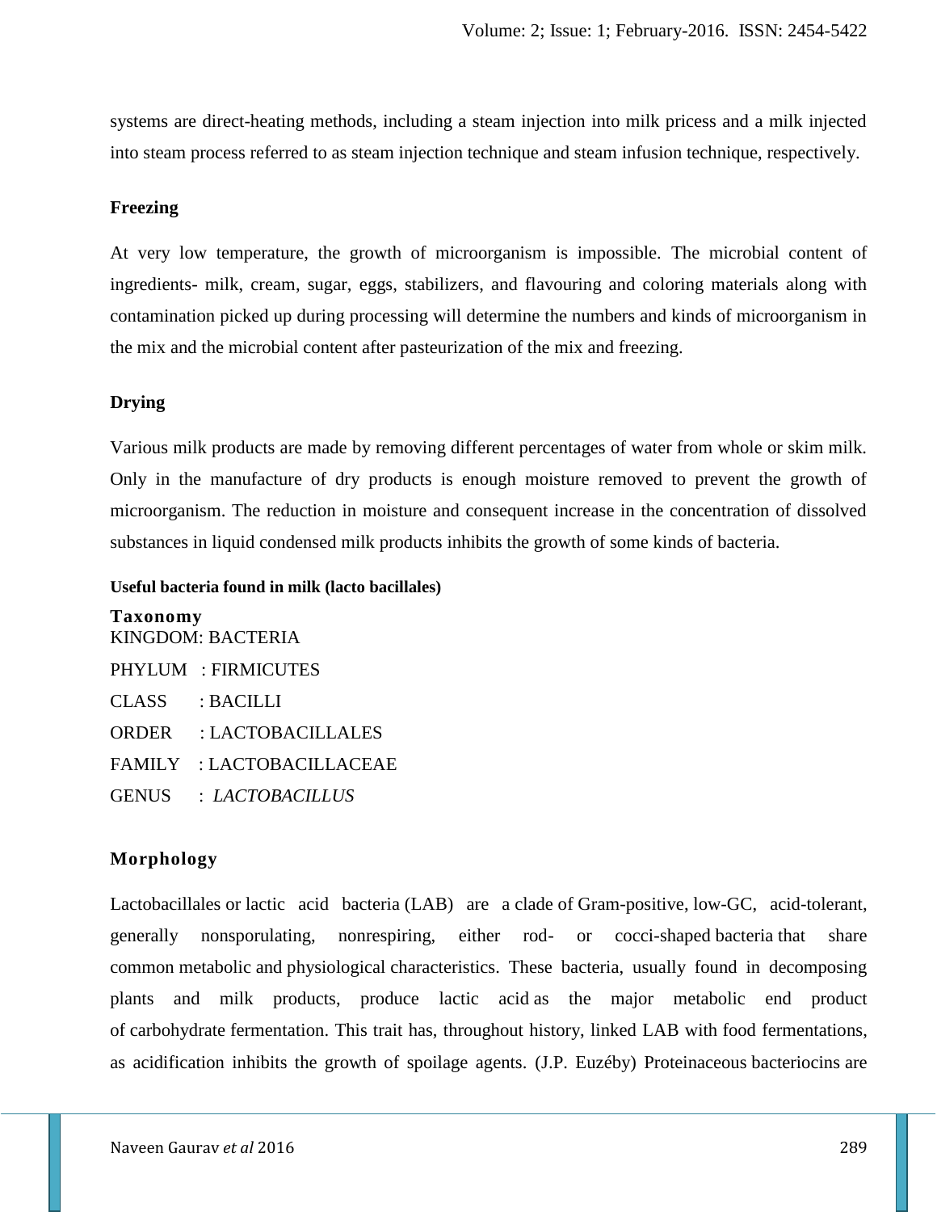systems are direct-heating methods, including a steam injection into milk pricess and a milk injected into steam process referred to as steam injection technique and steam infusion technique, respectively.

### Freezing

At very low temperature, the growth of microorganism is impossible. The microbial content of ingredients- milk, cream, sugar, eggs, stabilizers, and flavouring and coloring materials along with contamination picked up during processing will determine the numbers and kinds of microorganism in the mix and the microbial content after pasteurization of the mix and freezing.

### Drying

Various milk products are made by removing different percentages of water from whole or skim milk. Only in the manufacture of dry products is enough moisture removed to prevent the growth of microorganism. The reduction in moisture and consequent increase in the concentration of dissolved substances in liquid condensed milk products inhibits the growth of some kinds of bacteria.

### Useful bacteria found in milk (lacto bacillales)

**Taxonomy**

KINGDOM: BACTERIA

PHYLUM : FIRMICUTES

CLASS : BACILLI

ORDER : LACTOBACILLALES

FAMILY : LACTOBACILLACEAE

GENUS : *LACTOBACILLUS*

### Morphology

Lactobacillales or lactic acid bacteria (LAB) are a clade of Gram-positive, low-GC, acid-tolerant, generally nonsporulating, nonrespiring, either rod- or cocci-shaped bacteria that share common metabolic and physiological characteristics. These bacteria, usually found in decomposing plants and milk products, produce lactic acid as the major metabolic end product of carbohydrate fermentation. This trait has, throughout history, linked LAB with food fermentations, as acidification inhibits the growth of spoilage agents. (J.P. Euzéby) Proteinaceous bacteriocins are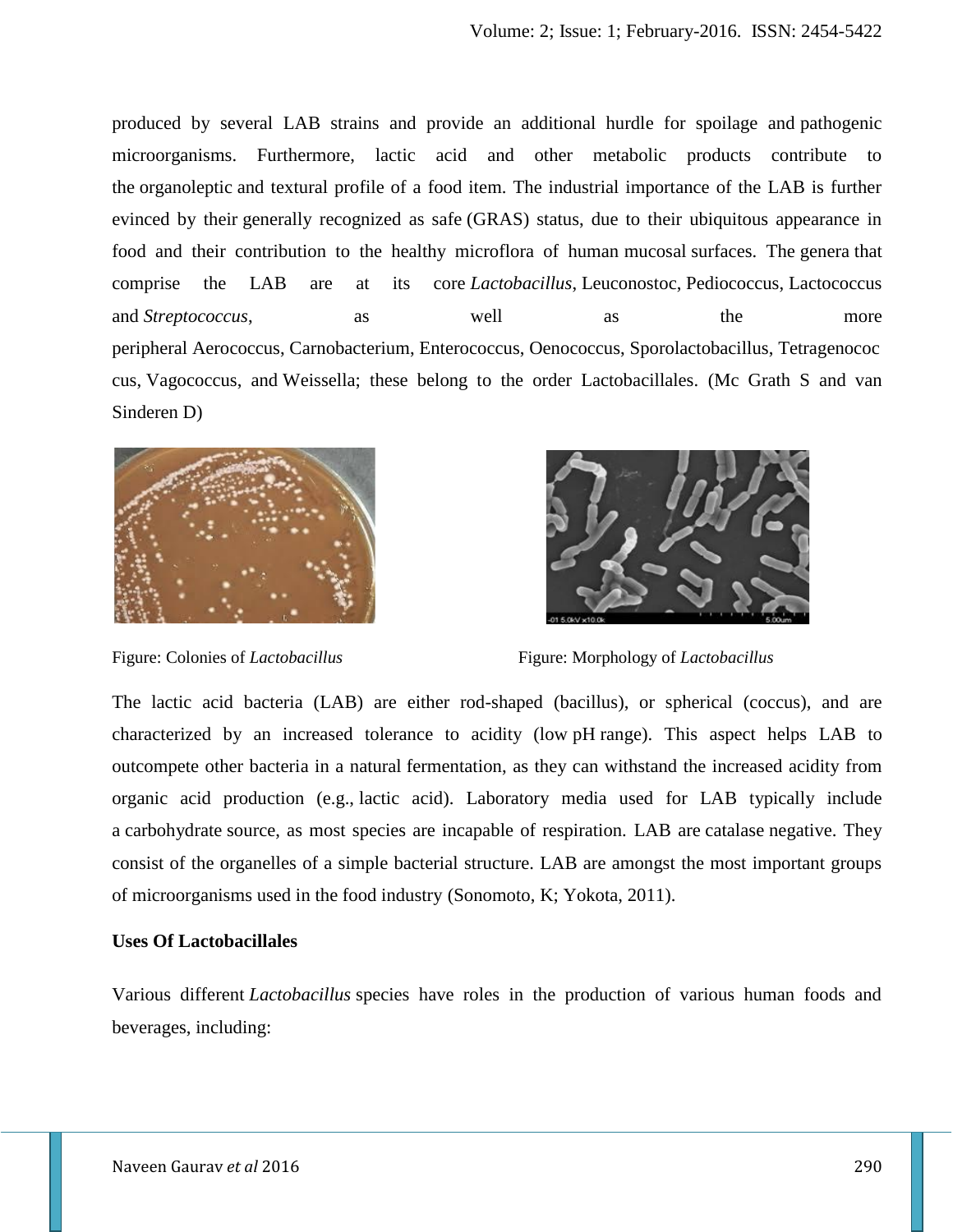produced by several LAB strains and provide an additional hurdle for spoilage and pathogenic microorganisms. Furthermore, lactic acid and other metabolic products contribute to the organoleptic and textural profile of a food item. The industrial importance of the LAB is further evinced by their generally recognized as safe (GRAS) status, due to their ubiquitous appearance in food and their contribution to the healthy microflora of human mucosal surfaces. The genera that comprise the LAB are at its core *Lactobacillus*, Leuconostoc, Pediococcus, Lactococcus and *Streptococcus*, as well as the more peripheral Aerococcus, Carnobacterium, Enterococcus, Oenococcus, Sporolactobacillus, Tetragenococcus, Vagococcus, and Weissella; these belong to the order Lactobacillales. (Mc Grath S and van Sinderen D)

Figure: Colonies of *Lactobacillus*

Figure: Morphology of *Lactobacillus*

The lactic acid bacteria (LAB) are either rod-shaped (bacillus), or spherical (coccus), and are characterized by an increased tolerance to acidity (low pH range). This aspect helps LAB to outcompete other bacteria in a natural fermentation, as they can withstand the increased acidity from organic acid production (e.g., lactic acid). Laboratory media used for LAB typically include a carbohydrate source, as most species are incapable of respiration. LAB are catalase negative. They consist of the organelles of a simple bacterial structure. LAB are amongst the most important groups of microorganisms used in the food industry (Sonomoto, K; Yokota, 2011).

**Uses Of Lactobacillales**

Various different *Lactobacillus* species have roles in the production of various human foods and beverages, including: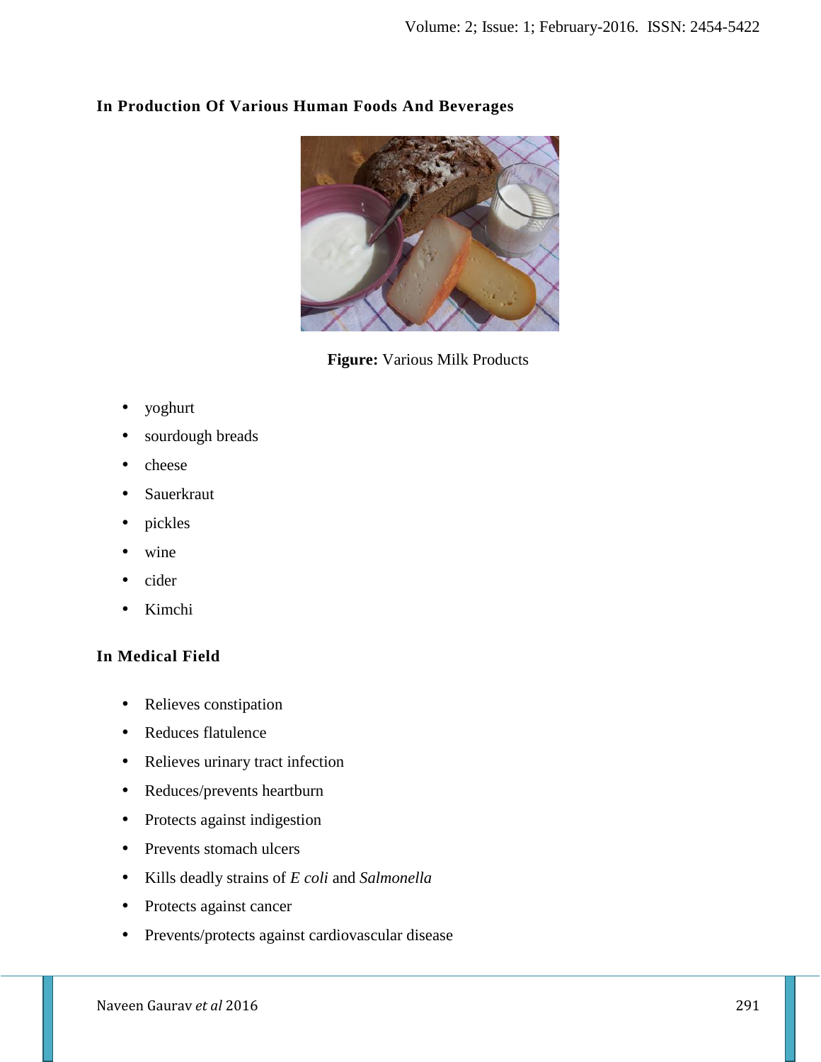## In Production Of Various Human Foods And Beverages

**Figure:** Various Milk Products

- yoghurt
- sourdough breads
- cheese
- Sauerkraut
- pickles
- wine
- cider
- Kimchi

## In Medical Field

- Relieves constipation
- Reduces flatulence
- Relieves urinary tract infection
- Reduces/prevents heartburn
- Protects against indigestion
- Prevents stomach ulcers
- Kills deadly strains of *E coli* and *Salmonella*
- Protects against cancer
- Prevents/protects against cardiovascular disease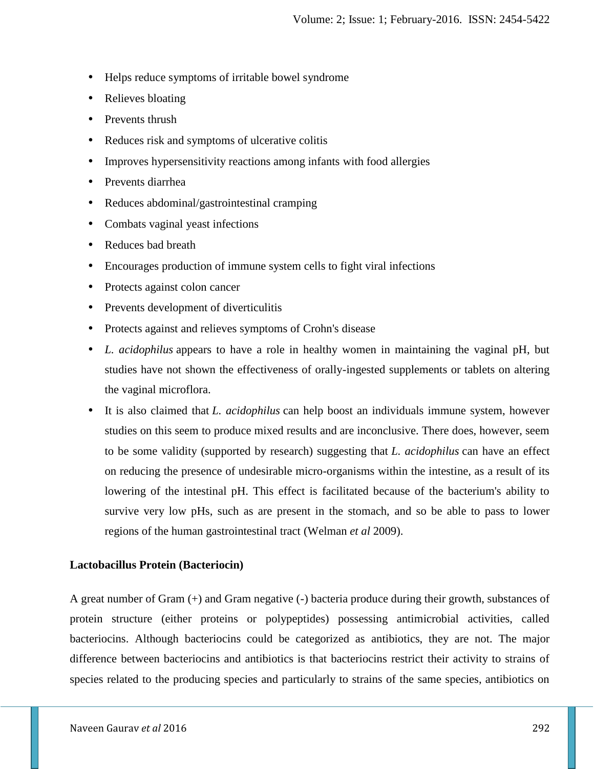- Helps reduce symptoms of irritable bowel syndrome
- Relieves bloating
- Prevents thrush
- Reduces risk and symptoms of ulcerative colitis
- Improves hypersensitivity reactions among infants with food allergies
- Prevents diarrhea
- Reduces abdominal/gastrointestinal cramping
- Combats vaginal yeast infections
- Reduces bad breath
- Encourages production of immune system cells to fight viral infections
- Protects against colon cancer
- Prevents development of diverticulitis
- Protects against and relieves symptoms of Crohn's disease
- *L. acidophilus* appears to have a role in healthy women in maintaining the vaginal pH, but studies have not shown the effectiveness of orally-ingested supplements or tablets on altering the vaginal microflora.
- It is also claimed that *L. acidophilus* can help boost an individuals immune system, however studies on this seem to produce mixed results and are inconclusive. There does, however, seem to be some validity (supported by research) suggesting that *L. acidophilus* can have an effect on reducing the presence of undesirable micro-organisms within the intestine, as a result of its lowering of the intestinal pH. This effect is facilitated because of the bacterium's ability to survive very low pHs, such as are present in the stomach, and so be able to pass to lower regions of the human gastrointestinal tract (Welman *et al* 2009).

**Lactobacillus Protein (Bacteriocin)**

A great number of Gram (+) and Gram negative (-) bacteria produce during their growth, substances of protein structure (either proteins or polypeptides) possessing antimicrobial activities, called bacteriocins. Although bacteriocins could be categorized as antibiotics, they are not. The major difference between bacteriocins and antibiotics is that bacteriocins restrict their activity to strains of species related to the producing species and particularly to strains of the same species, antibiotics on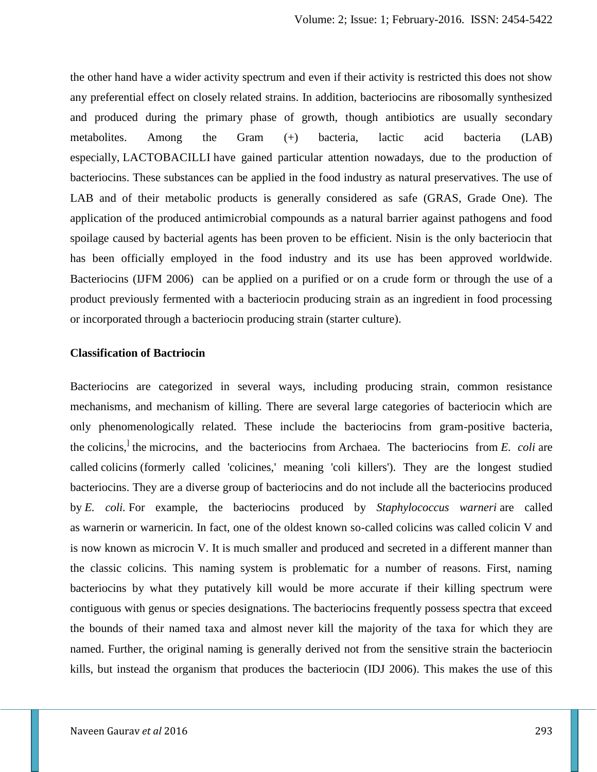the other hand have a wider activity spectrum and even if their activity is restricted this does not show any preferential effect on closely related strains. In addition, bacteriocins are ribosomally synthesized and produced during the primary phase of growth, though antibiotics are usually secondary metabolites. Among the Gram (+) bacteria, lactic acid bacteria (LAB) especially, LACTOBACILLI have gained particular attention nowadays, due to the production of bacteriocins. These substances can be applied in the food industry as natural preservatives. The use of LAB and of their metabolic products is generally considered as safe (GRAS, Grade One). The application of the produced antimicrobial compounds as a natural barrier against pathogens and food spoilage caused by bacterial agents has been proven to be efficient. Nisin is the only bacteriocin that has been officially employed in the food industry and its use has been approved worldwide. Bacteriocins (IJFM 2006) can be applied on a purified or on a crude form or through the use of a product previously fermented with a bacteriocin producing strain as an ingredient in food processing or incorporated through a bacteriocin producing strain (starter culture).

**Classification of Bactriocin**

Bacteriocins are categorized in several ways, including producing strain, common resistance mechanisms, and mechanism of killing. There are several large categories of bacteriocin which are only phenomenologically related. These include the bacteriocins from gram-positive bacteria, the colicins,] the microcins, and the bacteriocins from Archaea. The bacteriocins from *E. coli* are called colicins (formerly called 'colicines,' meaning 'coli killers'). They are the longest studied bacteriocins. They are a diverse group of bacteriocins and do not include all the bacteriocins produced by *E. coli*. For example, the bacteriocins produced by *Staphylococcus warneri* are called as warnerin or warnericin. In fact, one of the oldest known so-called colicins was called colicin V and is now known as microcin V. It is much smaller and produced and secreted in a different manner than the classic colicins. This naming system is problematic for a number of reasons. First, naming bacteriocins by what they putatively kill would be more accurate if their killing spectrum were contiguous with genus or species designations. The bacteriocins frequently possess spectra that exceed the bounds of their named taxa and almost never kill the majority of the taxa for which they are named. Further, the original naming is generally derived not from the sensitive strain the bacteriocin kills, but instead the organism that produces the bacteriocin (IDJ 2006). This makes the use of this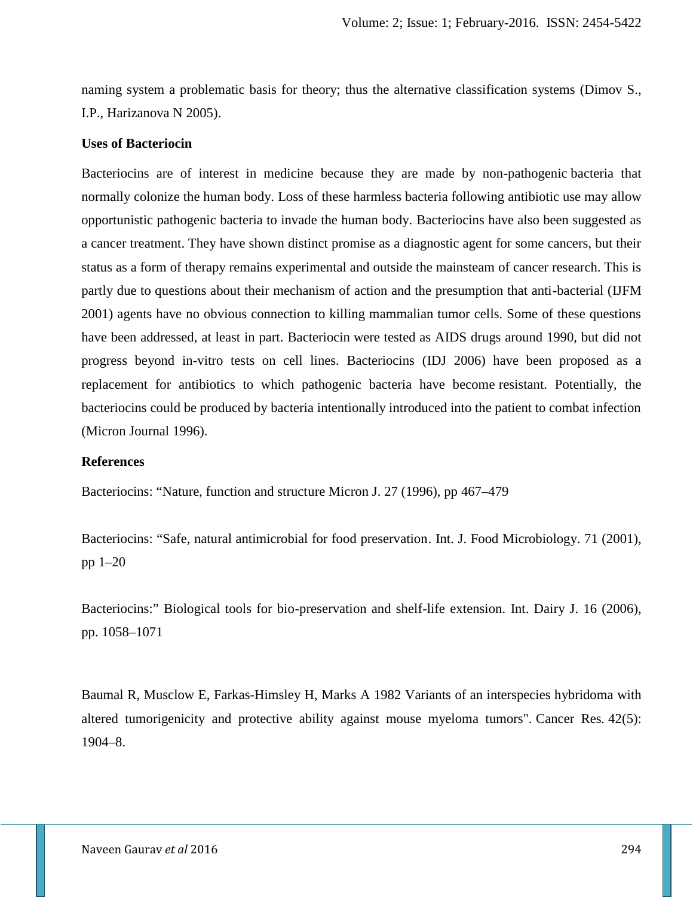naming system a problematic basis for theory; thus the alternative classification systems (Dimov S., I.P., Harizanova N 2005).

**Uses of Bacteriocin**

Bacteriocins are of interest in medicine because they are made by non-pathogenic bacteria that normally colonize the human body. Loss of these harmless bacteria following antibiotic use may allow opportunistic pathogenic bacteria to invade the human body. Bacteriocins have also been suggested as a cancer treatment. They have shown distinct promise as a diagnostic agent for some cancers, but their status as a form of therapy remains experimental and outside the mainsteam of cancer research. This is partly due to questions about their mechanism of action and the presumption that anti-bacterial (IJFM 2001) agents have no obvious connection to killing mammalian tumor cells. Some of these questions have been addressed, at least in part. Bacteriocin were tested as AIDS drugs around 1990, but did not progress beyond in-vitro tests on cell lines. Bacteriocins (IDJ 2006) have been proposed as a replacement for antibiotics to which pathogenic bacteria have become resistant. Potentially, the bacteriocins could be produced by bacteria intentionally introduced into the patient to combat infection (Micron Journal 1996).

**References**

Bacteriocins: "Nature, function and structure Micron J. 27 (1996), pp 467–479

Bacteriocins: "Safe, natural antimicrobial for food preservation. Int. J. Food Microbiology. 71 (2001), pp 1–20

Bacteriocins:" Biological tools for bio-preservation and shelf-life extension. Int. Dairy J. 16 (2006), pp. 1058–1071

Baumal R, Musclow E, Farkas-Himsley H, Marks A 1982 Variants of an interspecies hybridoma with altered tumorigenicity and protective ability against mouse myeloma tumors". Cancer Res. 42(5): 1904–8.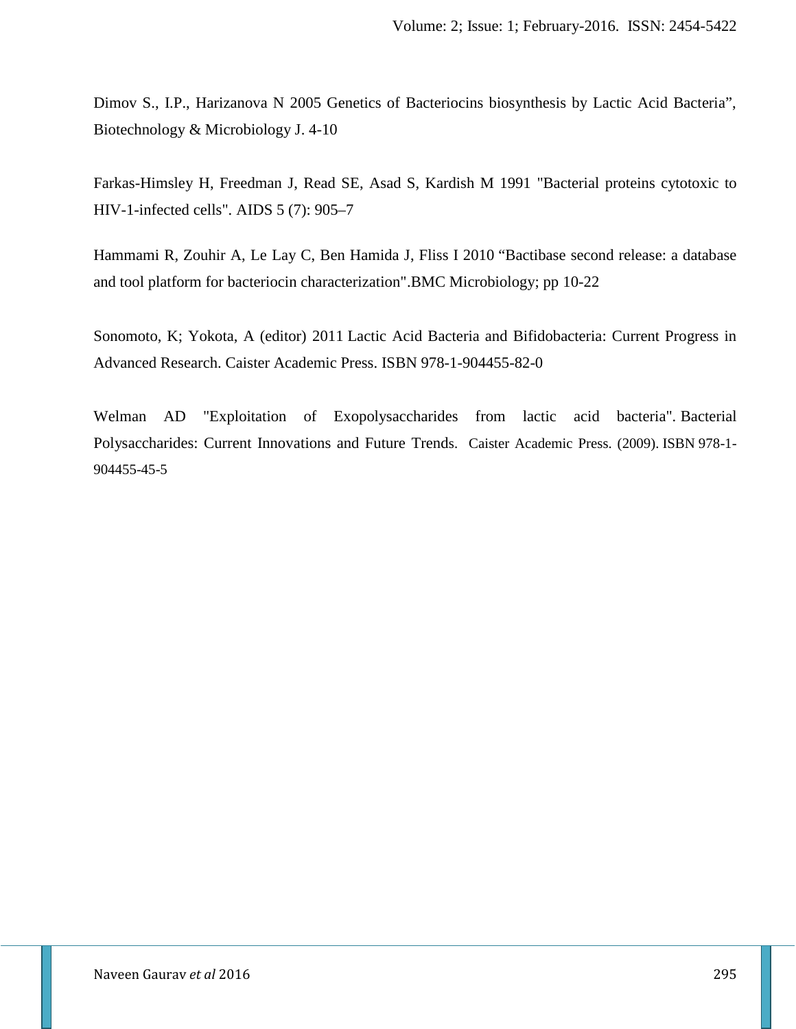Dimov S., I.P., Harizanova N 2005 Genetics of Bacteriocins biosynthesis by Lactic Acid Bacteria", Biotechnology & Microbiology J. 4-10

Farkas-Himsley H, Freedman J, Read SE, Asad S, Kardish M 1991 "Bacterial proteins cytotoxic to HIV-1-infected cells". AIDS 5 (7): 905–7

Hammami R, Zouhir A, Le Lay C, Ben Hamida J, Fliss I 2010 "Bactibase second release: a database and tool platform for bacteriocin characterization".BMC Microbiology; pp 10-22

Sonomoto, K; Yokota, A (editor) 2011 Lactic Acid Bacteria and Bifidobacteria: Current Progress in Advanced Research. Caister Academic Press. ISBN 978-1-904455-82-0

Welman AD "Exploitation of Exopolysaccharides from lactic acid bacteria". Bacterial Polysaccharides: Current Innovations and Future Trends. Caister Academic Press. (2009). ISBN 978-1-904455-45-5